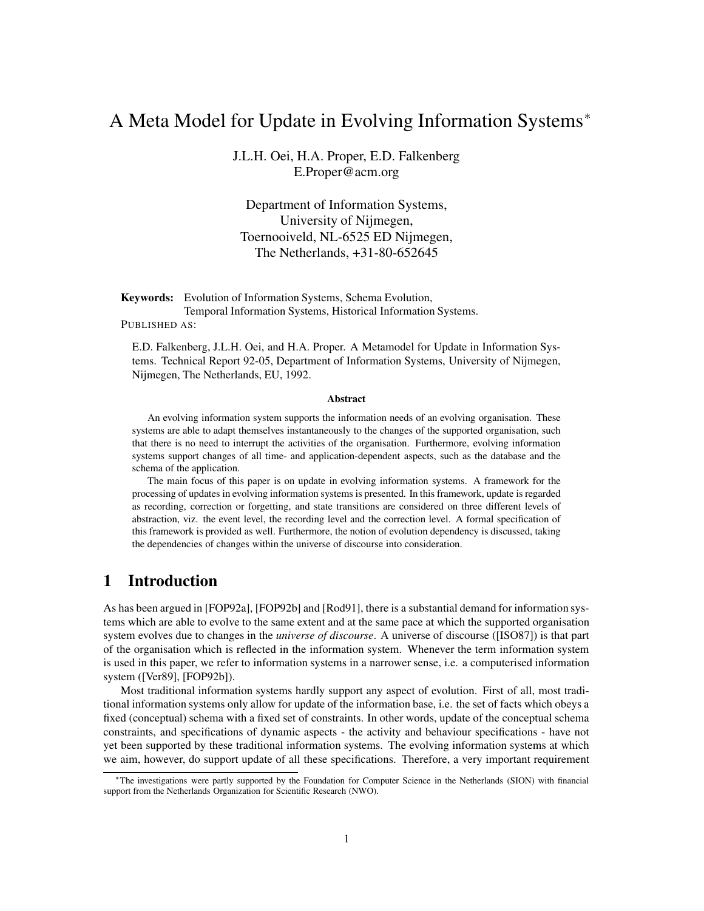# A Meta Model for Update in Evolving Information Systems*

J.L.H. Oei, H.A. Proper, E.D. Falkenberg
E.Proper@acm.org

Department of Information Systems,
University of Nijmegen,
Toernooiveld, NL-6525 ED Nijmegen,
The Netherlands, +31-80-652645

**Keywords:** Evolution of Information Systems, Schema Evolution, Temporal Information Systems, Historical Information Systems.

PUBLISHED AS:

E.D. Falkenberg, J.L.H. Oei, and H.A. Proper. A Metamodel for Update in Information Systems. Technical Report 92-05, Department of Information Systems, University of Nijmegen, Nijmegen, The Netherlands, EU, 1992.

**Abstract**

An evolving information system supports the information needs of an evolving organisation. These systems are able to adapt themselves instantaneously to the changes of the supported organisation, such that there is no need to interrupt the activities of the organisation. Furthermore, evolving information systems support changes of all time- and application-dependent aspects, such as the database and the schema of the application.

The main focus of this paper is on update in evolving information systems. A framework for the processing of updates in evolving information systems is presented. In this framework, update is regarded as recording, correction or forgetting, and state transitions are considered on three different levels of abstraction, viz. the event level, the recording level and the correction level. A formal specification of this framework is provided as well. Furthermore, the notion of evolution dependency is discussed, taking the dependencies of changes within the universe of discourse into consideration.

## 1 Introduction

As has been argued in [FOP92a], [FOP92b] and [Rod91], there is a substantial demand for information systems which are able to evolve to the same extent and at the same pace at which the supported organisation system evolves due to changes in the *universe of discourse*. A universe of discourse ([ISO87]) is that part of the organisation which is reflected in the information system. Whenever the term information system is used in this paper, we refer to information systems in a narrower sense, i.e. a computerised information system ([Ver89], [FOP92b]).

Most traditional information systems hardly support any aspect of evolution. First of all, most traditional information systems only allow for update of the information base, i.e. the set of facts which obeys a fixed (conceptual) schema with a fixed set of constraints. In other words, update of the conceptual schema constraints, and specifications of dynamic aspects - the activity and behaviour specifications - have not yet been supported by these traditional information systems. The evolving information systems at which we aim, however, do support update of all these specifications. Therefore, a very important requirement

*The investigations were partly supported by the Foundation for Computer Science in the Netherlands (SION) with financial support from the Netherlands Organization for Scientific Research (NWO).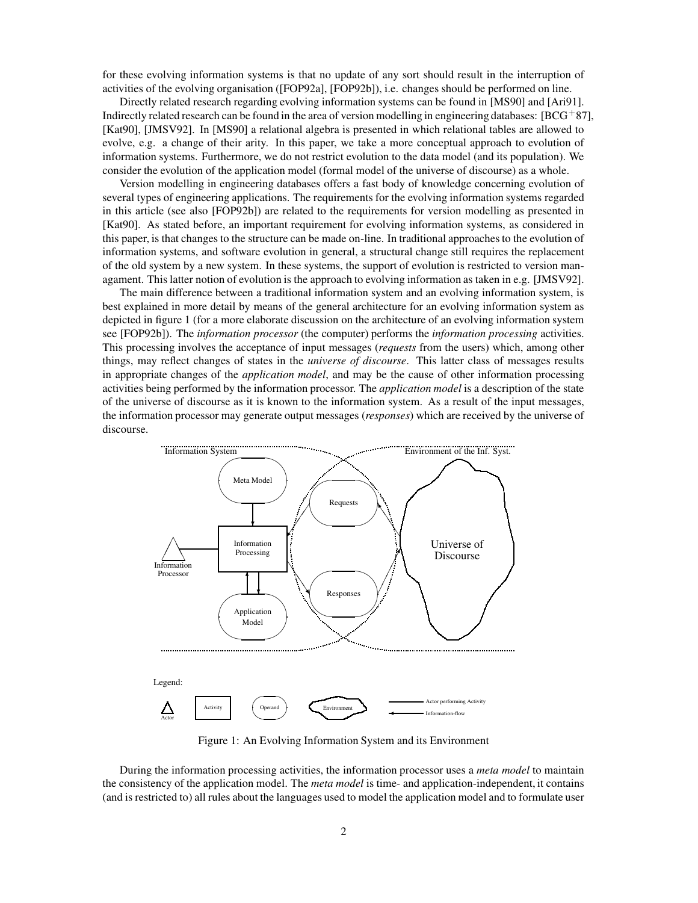for these evolving information systems is that no update of any sort should result in the interruption of activities of the evolving organisation ([FOP92a], [FOP92b]), i.e. changes should be performed on line.

Directly related research regarding evolving information systems can be found in [MS90] and [Ari91]. Indirectly related research can be found in the area of version modelling in engineering databases: [BCG+87], [Kat90], [JMSV92]. In [MS90] a relational algebra is presented in which relational tables are allowed to evolve, e.g. a change of their arity. In this paper, we take a more conceptual approach to evolution of information systems. Furthermore, we do not restrict evolution to the data model (and its population). We consider the evolution of the application model (formal model of the universe of discourse) as a whole.

Version modelling in engineering databases offers a fast body of knowledge concerning evolution of several types of engineering applications. The requirements for the evolving information systems regarded in this article (see also [FOP92b]) are related to the requirements for version modelling as presented in [Kat90]. As stated before, an important requirement for evolving information systems, as considered in this paper, is that changes to the structure can be made on-line. In traditional approaches to the evolution of information systems, and software evolution in general, a structural change still requires the replacement of the old system by a new system. In these systems, the support of evolution is restricted to version managament. This latter notion of evolution is the approach to evolving information as taken in e.g. [JMSV92].

The main difference between a traditional information system and an evolving information system, is best explained in more detail by means of the general architecture for an evolving information system as depicted in figure 1 (for a more elaborate discussion on the architecture of an evolving information system see [FOP92b]). The *information processor* (the computer) performs the *information processing* activities. This processing involves the acceptance of input messages (*requests* from the users) which, among other things, may reflect changes of states in the *universe of discourse*. This latter class of messages results in appropriate changes of the *application model*, and may be the cause of other information processing activities being performed by the information processor. The *application model* is a description of the state of the universe of discourse as it is known to the information system. As a result of the input messages, the information processor may generate output messages (*responses*) which are received by the universe of discourse.

Figure 1: An Evolving Information System and its Environment

During the information processing activities, the information processor uses a *meta model* to maintain the consistency of the application model. The *meta model* is time- and application-independent, it contains (and is restricted to) all rules about the languages used to model the application model and to formulate user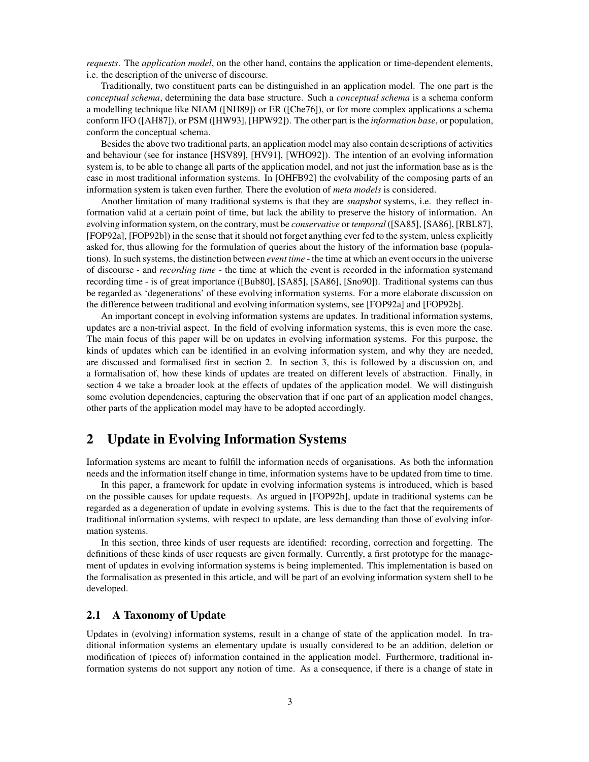*requests*. The *application model*, on the other hand, contains the application or time-dependent elements, i.e. the description of the universe of discourse.

Traditionally, two constituent parts can be distinguished in an application model. The one part is the *conceptual schema*, determining the data base structure. Such a *conceptual schema* is a schema conform a modelling technique like NIAM ([NH89]) or ER ([Che76]), or for more complex applications a schema conform IFO ([AH87]), or PSM ([HW93], [HPW92]). The other part is the *information base*, or population, conform the conceptual schema.

Besides the above two traditional parts, an application model may also contain descriptions of activities and behaviour (see for instance [HSV89], [HV91], [WHO92]). The intention of an evolving information system is, to be able to change all parts of the application model, and not just the information base as is the case in most traditional information systems. In [OHFB92] the evolvability of the composing parts of an information system is taken even further. There the evolution of *meta models* is considered.

Another limitation of many traditional systems is that they are *snapshot* systems, i.e. they reflect information valid at a certain point of time, but lack the ability to preserve the history of information. An evolving information system, on the contrary, must be *conservative* or *temporal* ([SA85], [SA86], [RBL87], [FOP92a], [FOP92b]) in the sense that it should not forget anything ever fed to the system, unless explicitly asked for, thus allowing for the formulation of queries about the history of the information base (populations). In such systems, the distinction between *event time* - the time at which an event occurs in the universe of discourse - and *recording time* - the time at which the event is recorded in the information systemand recording time - is of great importance ([Bub80], [SA85], [SA86], [Sno90]). Traditional systems can thus be regarded as 'degenerations' of these evolving information systems. For a more elaborate discussion on the difference between traditional and evolving information systems, see [FOP92a] and [FOP92b].

An important concept in evolving information systems are updates. In traditional information systems, updates are a non-trivial aspect. In the field of evolving information systems, this is even more the case. The main focus of this paper will be on updates in evolving information systems. For this purpose, the kinds of updates which can be identified in an evolving information system, and why they are needed, are discussed and formalised first in section 2. In section 3, this is followed by a discussion on, and a formalisation of, how these kinds of updates are treated on different levels of abstraction. Finally, in section 4 we take a broader look at the effects of updates of the application model. We will distinguish some evolution dependencies, capturing the observation that if one part of an application model changes, other parts of the application model may have to be adopted accordingly.

## 2 Update in Evolving Information Systems

Information systems are meant to fulfill the information needs of organisations. As both the information needs and the information itself change in time, information systems have to be updated from time to time.

In this paper, a framework for update in evolving information systems is introduced, which is based on the possible causes for update requests. As argued in [FOP92b], update in traditional systems can be regarded as a degeneration of update in evolving systems. This is due to the fact that the requirements of traditional information systems, with respect to update, are less demanding than those of evolving information systems.

In this section, three kinds of user requests are identified: recording, correction and forgetting. The definitions of these kinds of user requests are given formally. Currently, a first prototype for the management of updates in evolving information systems is being implemented. This implementation is based on the formalisation as presented in this article, and will be part of an evolving information system shell to be developed.

### 2.1 A Taxonomy of Update

Updates in (evolving) information systems, result in a change of state of the application model. In traditional information systems an elementary update is usually considered to be an addition, deletion or modification of (pieces of) information contained in the application model. Furthermore, traditional information systems do not support any notion of time. As a consequence, if there is a change of state in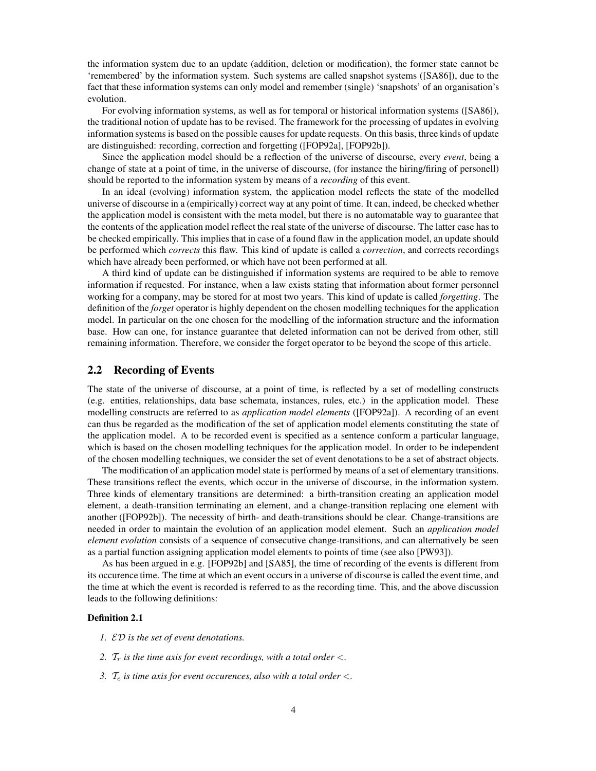the information system due to an update (addition, deletion or modification), the former state cannot be 'remembered' by the information system. Such systems are called snapshot systems ([SA86]), due to the fact that these information systems can only model and remember (single) 'snapshots' of an organisation's evolution.

For evolving information systems, as well as for temporal or historical information systems ([SA86]), the traditional notion of update has to be revised. The framework for the processing of updates in evolving information systems is based on the possible causes for update requests. On this basis, three kinds of update are distinguished: recording, correction and forgetting ([FOP92a], [FOP92b]).

Since the application model should be a reflection of the universe of discourse, every *event*, being a change of state at a point of time, in the universe of discourse, (for instance the hiring/firing of personell) should be reported to the information system by means of a *recording* of this event.

In an ideal (evolving) information system, the application model reflects the state of the modelled universe of discourse in a (empirically) correct way at any point of time. It can, indeed, be checked whether the application model is consistent with the meta model, but there is no automatable way to guarantee that the contents of the application model reflect the real state of the universe of discourse. The latter case has to be checked empirically. This implies that in case of a found flaw in the application model, an update should be performed which *corrects* this flaw. This kind of update is called a *correction*, and corrects recordings which have already been performed, or which have not been performed at all.

A third kind of update can be distinguished if information systems are required to be able to remove information if requested. For instance, when a law exists stating that information about former personnel working for a company, may be stored for at most two years. This kind of update is called *forgetting*. The definition of the *forget* operator is highly dependent on the chosen modelling techniques for the application model. In particular on the one chosen for the modelling of the information structure and the information base. How can one, for instance guarantee that deleted information can not be derived from other, still remaining information. Therefore, we consider the forget operator to be beyond the scope of this article.

## 2.2 Recording of Events

The state of the universe of discourse, at a point of time, is reflected by a set of modelling constructs (e.g. entities, relationships, data base schemata, instances, rules, etc.) in the application model. These modelling constructs are referred to as *application model elements* ([FOP92a]). A recording of an event can thus be regarded as the modification of the set of application model elements constituting the state of the application model. A to be recorded event is specified as a sentence conform a particular language, which is based on the chosen modelling techniques for the application model. In order to be independent of the chosen modelling techniques, we consider the set of event denotations to be a set of abstract objects.

The modification of an application model state is performed by means of a set of elementary transitions. These transitions reflect the events, which occur in the universe of discourse, in the information system. Three kinds of elementary transitions are determined: a birth-transition creating an application model element, a death-transition terminating an element, and a change-transition replacing one element with another ([FOP92b]). The necessity of birth- and death-transitions should be clear. Change-transitions are needed in order to maintain the evolution of an application model element. Such an *application model element evolution* consists of a sequence of consecutive change-transitions, and can alternatively be seen as a partial function assigning application model elements to points of time (see also [PW93]).

As has been argued in e.g. [FOP92b] and [SA85], the time of recording of the events is different from its occurence time. The time at which an event occurs in a universe of discourse is called the event time, and the time at which the event is recorded is referred to as the recording time. This, and the above discussion leads to the following definitions:

**Definition 2.1**

1. *$\mathcal{ED}$ is the set of event denotations.*
2. *$\mathcal{T}_r$ is the time axis for event recordings, with a total order $<$.*
3. *$\mathcal{T}_e$ is time axis for event occurences, also with a total order $<$.*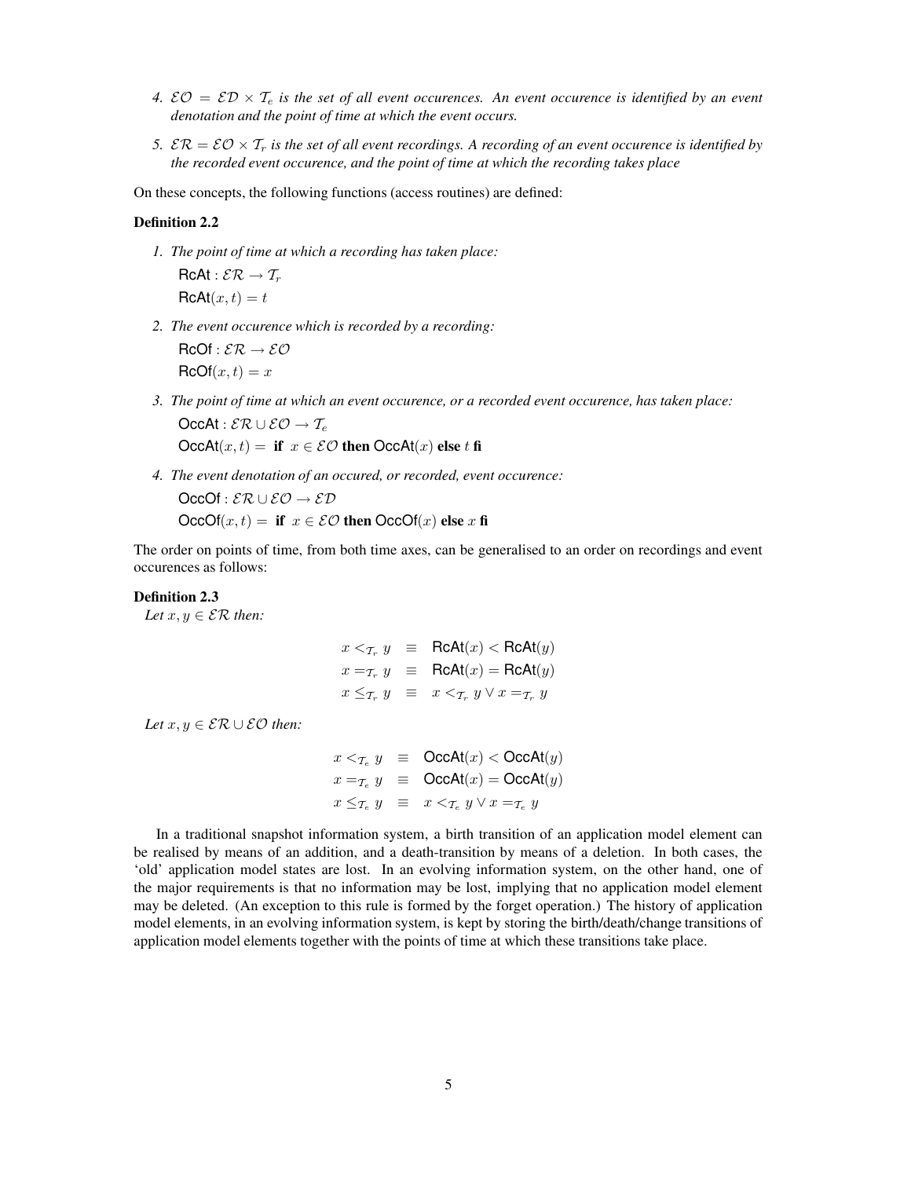4. *$\mathcal{EO} = \mathcal{ED} \times \mathcal{T}_e$ is the set of all event occurences. An event occurence is identified by an event denotation and the point of time at which the event occurs.*

5. *$\mathcal{ER} = \mathcal{EO} \times \mathcal{T}_r$ is the set of all event recordings. A recording of an event occurence is identified by the recorded event occurence, and the point of time at which the recording takes place*

On these concepts, the following functions (access routines) are defined:

**Definition 2.2**

1. *The point of time at which a recording has taken place:*

   $\mathsf{RcAt} : \mathcal{ER} \to \mathcal{T}_r$

   $\mathsf{RcAt}(x, t) = t$

2. *The event occurence which is recorded by a recording:*

   $\mathsf{RcOf} : \mathcal{ER} \to \mathcal{EO}$

   $\mathsf{RcOf}(x, t) = x$

3. *The point of time at which an event occurence, or a recorded event occurence, has taken place:*

   $\mathsf{OccAt} : \mathcal{ER} \cup \mathcal{EO} \to \mathcal{T}_e$

   $\mathsf{OccAt}(x, t) = \textbf{ if } x \in \mathcal{EO} \textbf{ then } \mathsf{OccAt}(x) \textbf{ else } t \textbf{ fi}$

4. *The event denotation of an occured, or recorded, event occurence:*

   $\mathsf{OccOf} : \mathcal{ER} \cup \mathcal{EO} \to \mathcal{ED}$

   $\mathsf{OccOf}(x, t) = \textbf{ if } x \in \mathcal{EO} \textbf{ then } \mathsf{OccOf}(x) \textbf{ else } x \textbf{ fi}$

The order on points of time, from both time axes, can be generalised to an order on recordings and event occurences as follows:

**Definition 2.3**

*Let $x, y \in \mathcal{ER}$ then:*

$$
\begin{aligned}
x <_{\mathcal{T}_r} y &\equiv \mathsf{RcAt}(x) < \mathsf{RcAt}(y) \\
x =_{\mathcal{T}_r} y &\equiv \mathsf{RcAt}(x) = \mathsf{RcAt}(y) \\
x \leq_{\mathcal{T}_r} y &\equiv x <_{\mathcal{T}_r} y \vee x =_{\mathcal{T}_r} y
\end{aligned}
$$

*Let $x, y \in \mathcal{ER} \cup \mathcal{EO}$ then:*

$$
\begin{aligned}
x <_{\mathcal{T}_e} y &\equiv \mathsf{OccAt}(x) < \mathsf{OccAt}(y) \\
x =_{\mathcal{T}_e} y &\equiv \mathsf{OccAt}(x) = \mathsf{OccAt}(y) \\
x \leq_{\mathcal{T}_e} y &\equiv x <_{\mathcal{T}_e} y \vee x =_{\mathcal{T}_e} y
\end{aligned}
$$

In a traditional snapshot information system, a birth transition of an application model element can be realised by means of an addition, and a death-transition by means of a deletion. In both cases, the 'old' application model states are lost. In an evolving information system, on the other hand, one of the major requirements is that no information may be lost, implying that no application model element may be deleted. (An exception to this rule is formed by the forget operation.) The history of application model elements, in an evolving information system, is kept by storing the birth/death/change transitions of application model elements together with the points of time at which these transitions take place.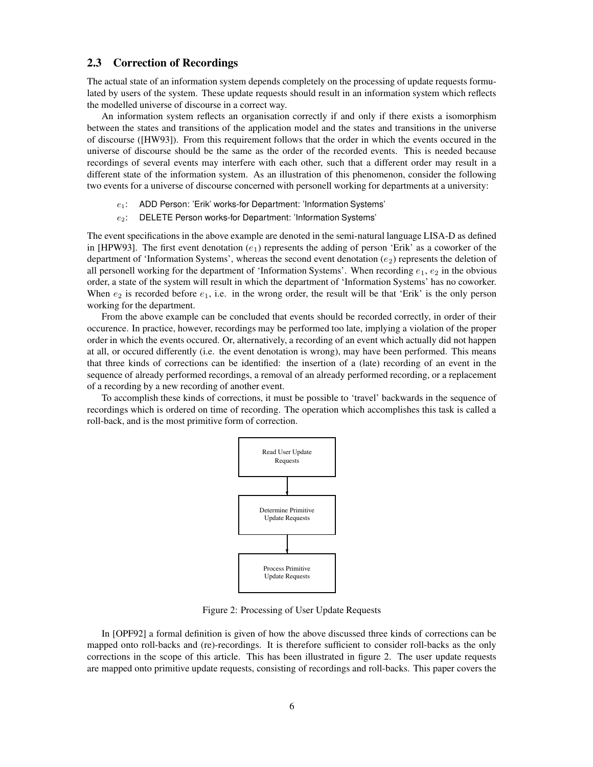### 2.3 Correction of Recordings

The actual state of an information system depends completely on the processing of update requests formulated by users of the system. These update requests should result in an information system which reflects the modelled universe of discourse in a correct way.

An information system reflects an organisation correctly if and only if there exists a isomorphism between the states and transitions of the application model and the states and transitions in the universe of discourse ([HW93]). From this requirement follows that the order in which the events occured in the universe of discourse should be the same as the order of the recorded events. This is needed because recordings of several events may interfere with each other, such that a different order may result in a different state of the information system. As an illustration of this phenomenon, consider the following two events for a universe of discourse concerned with personell working for departments at a university:

- $e_1$: ADD Person: 'Erik' works-for Department: 'Information Systems'
- $e_2$: DELETE Person works-for Department: 'Information Systems'

The event specifications in the above example are denoted in the semi-natural language LISA-D as defined in [HPW93]. The first event denotation ($e_1$) represents the adding of person 'Erik' as a coworker of the department of 'Information Systems', whereas the second event denotation ($e_2$) represents the deletion of all personell working for the department of 'Information Systems'. When recording $e_1$, $e_2$ in the obvious order, a state of the system will result in which the department of 'Information Systems' has no coworker. When $e_2$ is recorded before $e_1$, i.e. in the wrong order, the result will be that 'Erik' is the only person working for the department.

From the above example can be concluded that events should be recorded correctly, in order of their occurence. In practice, however, recordings may be performed too late, implying a violation of the proper order in which the events occured. Or, alternatively, a recording of an event which actually did not happen at all, or occured differently (i.e. the event denotation is wrong), may have been performed. This means that three kinds of corrections can be identified: the insertion of a (late) recording of an event in the sequence of already performed recordings, a removal of an already performed recording, or a replacement of a recording by a new recording of another event.

To accomplish these kinds of corrections, it must be possible to 'travel' backwards in the sequence of recordings which is ordered on time of recording. The operation which accomplishes this task is called a roll-back, and is the most primitive form of correction.

```
Read User Update Requests
          |
          v
Determine Primitive Update Requests
          |
          v
Process Primitive Update Requests
```

Figure 2: Processing of User Update Requests

In [OPF92] a formal definition is given of how the above discussed three kinds of corrections can be mapped onto roll-backs and (re)-recordings. It is therefore sufficient to consider roll-backs as the only corrections in the scope of this article. This has been illustrated in figure 2. The user update requests are mapped onto primitive update requests, consisting of recordings and roll-backs. This paper covers the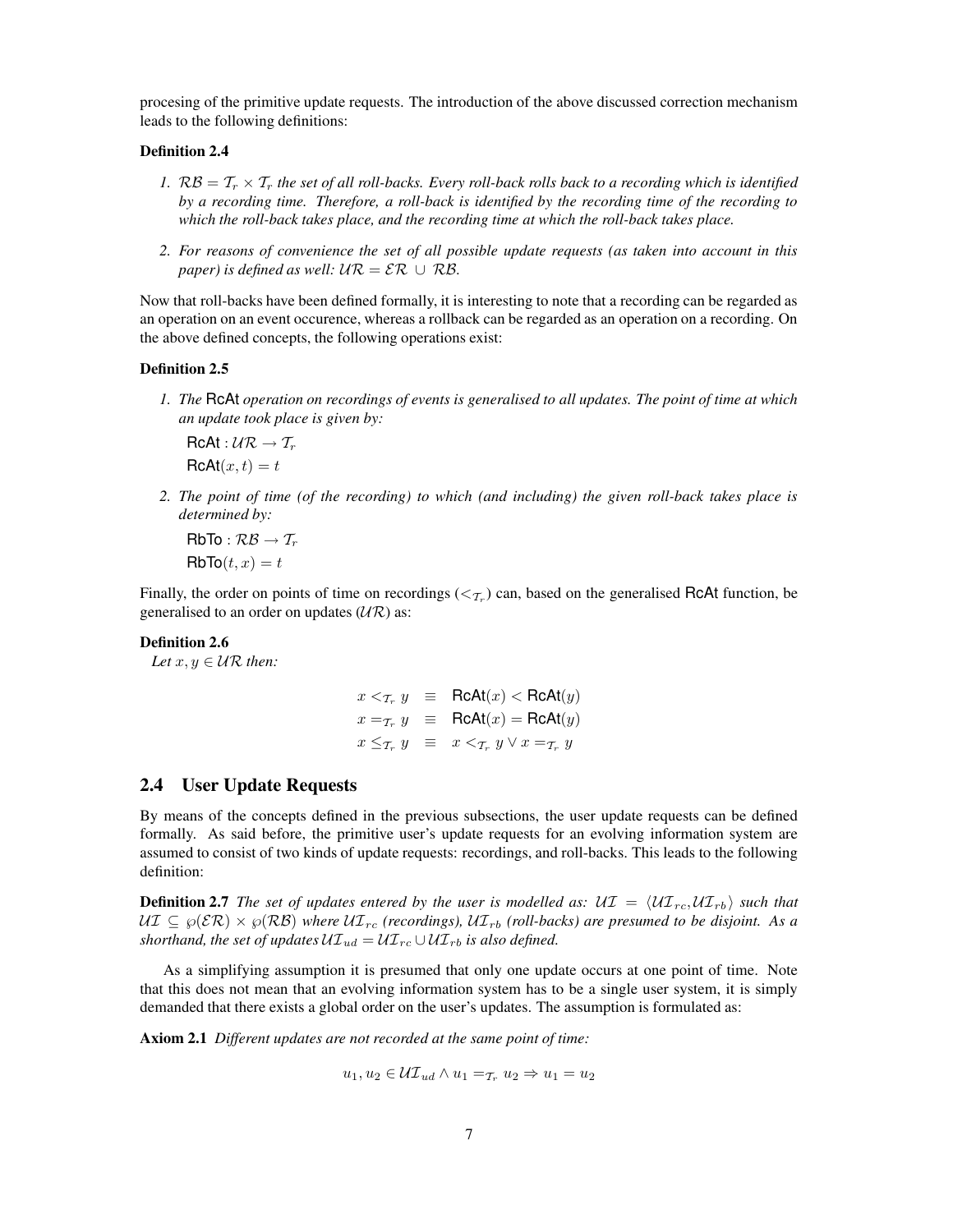procesing of the primitive update requests. The introduction of the above discussed correction mechanism leads to the following definitions:

**Definition 2.4**

1. *$\mathcal{RB} = \mathcal{T}_r \times \mathcal{T}_r$ the set of all roll-backs. Every roll-back rolls back to a recording which is identified by a recording time. Therefore, a roll-back is identified by the recording time of the recording to which the roll-back takes place, and the recording time at which the roll-back takes place.*
2. *For reasons of convenience the set of all possible update requests (as taken into account in this paper) is defined as well: $\mathcal{UR} = \mathcal{ER} \cup \mathcal{RB}$.*

Now that roll-backs have been defined formally, it is interesting to note that a recording can be regarded as an operation on an event occurence, whereas a rollback can be regarded as an operation on a recording. On the above defined concepts, the following operations exist:

**Definition 2.5**

1. *The* RcAt *operation on recordings of events is generalised to all updates. The point of time at which an update took place is given by:*

   $\mathsf{RcAt} : \mathcal{UR} \to \mathcal{T}_r$

   $\mathsf{RcAt}(x, t) = t$

2. *The point of time (of the recording) to which (and including) the given roll-back takes place is determined by:*

   $\mathsf{RbTo} : \mathcal{RB} \to \mathcal{T}_r$

   $\mathsf{RbTo}(t, x) = t$

Finally, the order on points of time on recordings ($<_{\mathcal{T}_r}$) can, based on the generalised RcAt function, be generalised to an order on updates ($\mathcal{UR}$) as:

**Definition 2.6**
*Let $x, y \in \mathcal{UR}$ then:*

$$
\begin{aligned}
x <_{\mathcal{T}_r} y &\equiv \mathsf{RcAt}(x) < \mathsf{RcAt}(y)\\
x =_{\mathcal{T}_r} y &\equiv \mathsf{RcAt}(x) = \mathsf{RcAt}(y)\\
x \leq_{\mathcal{T}_r} y &\equiv x <_{\mathcal{T}_r} y \vee x =_{\mathcal{T}_r} y
\end{aligned}
$$

## 2.4 User Update Requests

By means of the concepts defined in the previous subsections, the user update requests can be defined formally. As said before, the primitive user's update requests for an evolving information system are assumed to consist of two kinds of update requests: recordings, and roll-backs. This leads to the following definition:

**Definition 2.7** *The set of updates entered by the user is modelled as: $\mathcal{UI} = \langle \mathcal{UI}_{rc}, \mathcal{UI}_{rb} \rangle$ such that $\mathcal{UI} \subseteq \wp(\mathcal{ER}) \times \wp(\mathcal{RB})$ where $\mathcal{UI}_{rc}$ (recordings), $\mathcal{UI}_{rb}$ (roll-backs) are presumed to be disjoint. As a shorthand, the set of updates $\mathcal{UI}_{ud} = \mathcal{UI}_{rc} \cup \mathcal{UI}_{rb}$ is also defined.*

As a simplifying assumption it is presumed that only one update occurs at one point of time. Note that this does not mean that an evolving information system has to be a single user system, it is simply demanded that there exists a global order on the user's updates. The assumption is formulated as:

**Axiom 2.1** *Different updates are not recorded at the same point of time:*

$$u_1, u_2 \in \mathcal{UI}_{ud} \wedge u_1 =_{\mathcal{T}_r} u_2 \Rightarrow u_1 = u_2$$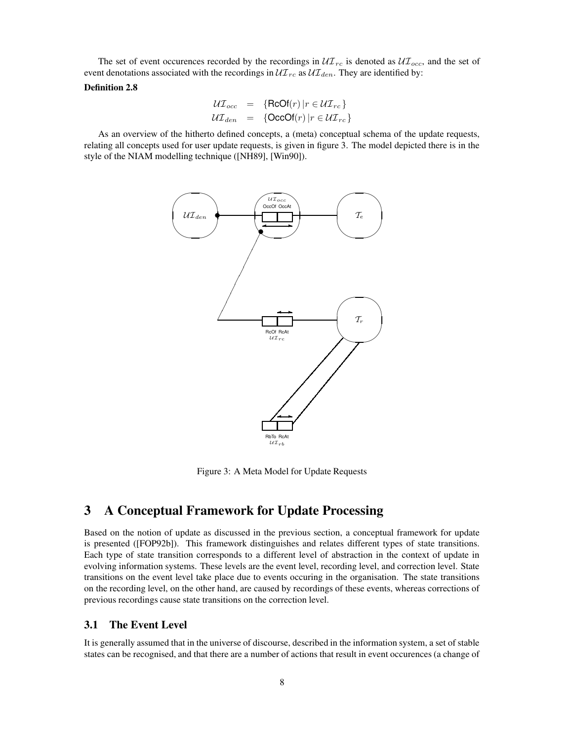The set of event occurences recorded by the recordings in $\mathcal{UI}_{rc}$ is denoted as $\mathcal{UI}_{occ}$, and the set of event denotations associated with the recordings in $\mathcal{UI}_{rc}$ as $\mathcal{UI}_{den}$. They are identified by:

**Definition 2.8**

$$
\begin{aligned}
\mathcal{UI}_{occ} &= \{\mathsf{RcOf}(r) \,|\, r \in \mathcal{UI}_{rc}\} \\
\mathcal{UI}_{den} &= \{\mathsf{OccOf}(r) \,|\, r \in \mathcal{UI}_{rc}\}
\end{aligned}
$$

As an overview of the hitherto defined concepts, a (meta) conceptual schema of the update requests, relating all concepts used for user update requests, is given in figure 3. The model depicted there is in the style of the NIAM modelling technique ([NH89], [Win90]).

Figure 3: A Meta Model for Update Requests

# 3 A Conceptual Framework for Update Processing

Based on the notion of update as discussed in the previous section, a conceptual framework for update is presented ([FOP92b]). This framework distinguishes and relates different types of state transitions. Each type of state transition corresponds to a different level of abstraction in the context of update in evolving information systems. These levels are the event level, recording level, and correction level. State transitions on the event level take place due to events occuring in the organisation. The state transitions on the recording level, on the other hand, are caused by recordings of these events, whereas corrections of previous recordings cause state transitions on the correction level.

## 3.1 The Event Level

It is generally assumed that in the universe of discourse, described in the information system, a set of stable states can be recognised, and that there are a number of actions that result in event occurences (a change of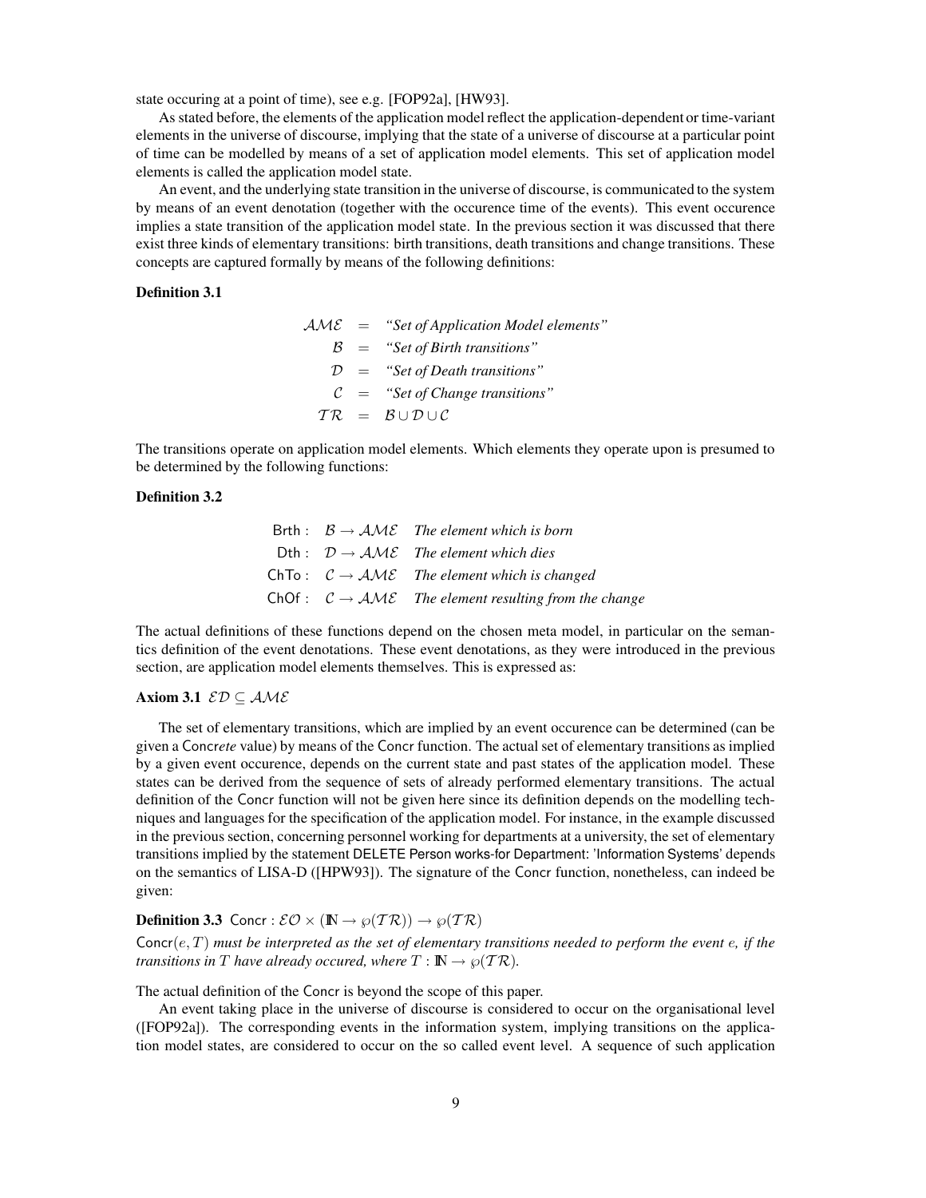state occuring at a point of time), see e.g. [FOP92a], [HW93].

As stated before, the elements of the application model reflect the application-dependent or time-variant elements in the universe of discourse, implying that the state of a universe of discourse at a particular point of time can be modelled by means of a set of application model elements. This set of application model elements is called the application model state.

An event, and the underlying state transition in the universe of discourse, is communicated to the system by means of an event denotation (together with the occurence time of the events). This event occurence implies a state transition of the application model state. In the previous section it was discussed that there exist three kinds of elementary transitions: birth transitions, death transitions and change transitions. These concepts are captured formally by means of the following definitions:

**Definition 3.1**

$$
\begin{aligned}
\mathcal{AME} &= \textit{“Set of Application Model elements”} \\
\mathcal{B} &= \textit{“Set of Birth transitions”} \\
\mathcal{D} &= \textit{“Set of Death transitions”} \\
\mathcal{C} &= \textit{“Set of Change transitions”} \\
\mathcal{TR} &= \mathcal{B} \cup \mathcal{D} \cup \mathcal{C}
\end{aligned}
$$

The transitions operate on application model elements. Which elements they operate upon is presumed to be determined by the following functions:

**Definition 3.2**

| | | |
|---|---|---|
| $\mathsf{Brth}:$ | $\mathcal{B} \rightarrow \mathcal{AME}$ | *The element which is born* |
| $\mathsf{Dth}:$ | $\mathcal{D} \rightarrow \mathcal{AME}$ | *The element which dies* |
| $\mathsf{ChTo}:$ | $\mathcal{C} \rightarrow \mathcal{AME}$ | *The element which is changed* |
| $\mathsf{ChOf}:$ | $\mathcal{C} \rightarrow \mathcal{AME}$ | *The element resulting from the change* |

The actual definitions of these functions depend on the chosen meta model, in particular on the semantics definition of the event denotations. These event denotations, as they were introduced in the previous section, are application model elements themselves. This is expressed as:

**Axiom 3.1** $\mathcal{ED} \subseteq \mathcal{AME}$

The set of elementary transitions, which are implied by an event occurence can be determined (can be given a Concr*ete* value) by means of the Concr function. The actual set of elementary transitions as implied by a given event occurence, depends on the current state and past states of the application model. These states can be derived from the sequence of sets of already performed elementary transitions. The actual definition of the Concr function will not be given here since its definition depends on the modelling techniques and languages for the specification of the application model. For instance, in the example discussed in the previous section, concerning personnel working for departments at a university, the set of elementary transitions implied by the statement DELETE Person works-for Department: 'Information Systems' depends on the semantics of LISA-D ([HPW93]). The signature of the Concr function, nonetheless, can indeed be given:

**Definition 3.3** $\mathsf{Concr} : \mathcal{EO} \times (\mathbb{N} \rightarrow \wp(\mathcal{TR})) \rightarrow \wp(\mathcal{TR})$

$\mathsf{Concr}(e, T)$ *must be interpreted as the set of elementary transitions needed to perform the event* $e$*, if the transitions in* $T$ *have already occured, where* $T : \mathbb{N} \rightarrow \wp(\mathcal{TR})$*.*

The actual definition of the Concr is beyond the scope of this paper.

An event taking place in the universe of discourse is considered to occur on the organisational level ([FOP92a]). The corresponding events in the information system, implying transitions on the application model states, are considered to occur on the so called event level. A sequence of such application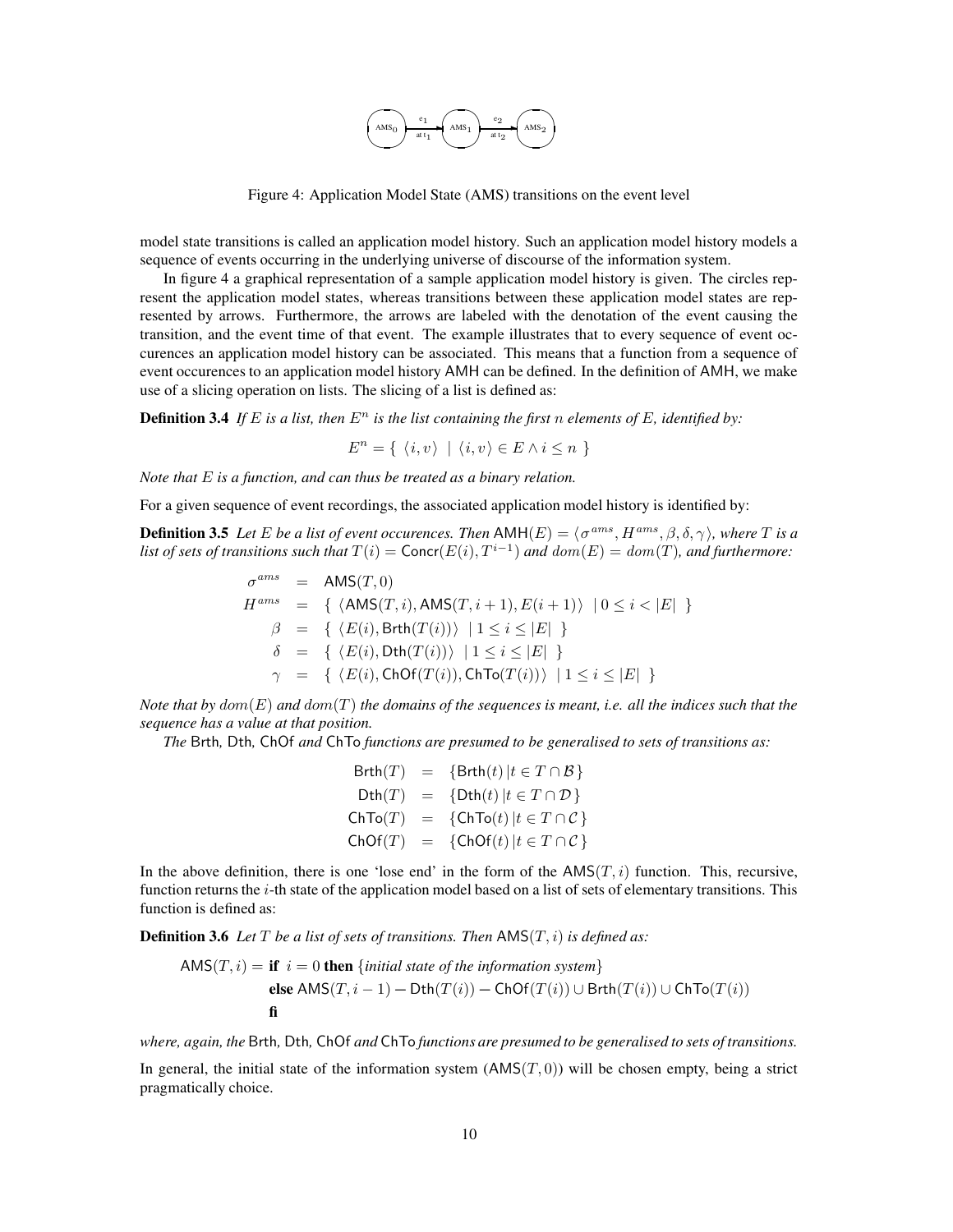Figure 4: Application Model State (AMS) transitions on the event level

model state transitions is called an application model history. Such an application model history models a sequence of events occurring in the underlying universe of discourse of the information system.

In figure 4 a graphical representation of a sample application model history is given. The circles represent the application model states, whereas transitions between these application model states are represented by arrows. Furthermore, the arrows are labeled with the denotation of the event causing the transition, and the event time of that event. The example illustrates that to every sequence of event occurences an application model history can be associated. This means that a function from a sequence of event occurences to an application model history AMH can be defined. In the definition of AMH, we make use of a slicing operation on lists. The slicing of a list is defined as:

**Definition 3.4** *If $E$ is a list, then $E^n$ is the list containing the first $n$ elements of $E$, identified by:*

$$E^n = \{ \langle i, v \rangle \mid \langle i, v \rangle \in E \wedge i \leq n \}$$

*Note that $E$ is a function, and can thus be treated as a binary relation.*

For a given sequence of event recordings, the associated application model history is identified by:

**Definition 3.5** *Let $E$ be a list of event occurences. Then $\mathsf{AMH}(E) = \langle \sigma^{ams}, H^{ams}, \beta, \delta, \gamma \rangle$, where $T$ is a list of sets of transitions such that $T(i) = \mathsf{Concr}(E(i), T^{i-1})$ and $dom(E) = dom(T)$, and furthermore:*

$$\begin{aligned}
\sigma^{ams} &= \mathsf{AMS}(T, 0) \\
H^{ams} &= \{ \langle \mathsf{AMS}(T, i), \mathsf{AMS}(T, i+1), E(i+1) \rangle \mid 0 \leq i < |E| \} \\
\beta &= \{ \langle E(i), \mathsf{Brth}(T(i)) \rangle \mid 1 \leq i \leq |E| \} \\
\delta &= \{ \langle E(i), \mathsf{Dth}(T(i)) \rangle \mid 1 \leq i \leq |E| \} \\
\gamma &= \{ \langle E(i), \mathsf{ChOf}(T(i)), \mathsf{ChTo}(T(i)) \rangle \mid 1 \leq i \leq |E| \}
\end{aligned}$$

*Note that by $dom(E)$ and $dom(T)$ the domains of the sequences is meant, i.e. all the indices such that the sequence has a value at that position.*

*The* Brth, Dth, ChOf *and* ChTo *functions are presumed to be generalised to sets of transitions as:*

$$\begin{aligned}
\mathsf{Brth}(T) &= \{\mathsf{Brth}(t) \mid t \in T \cap \mathcal{B}\} \\
\mathsf{Dth}(T) &= \{\mathsf{Dth}(t) \mid t \in T \cap \mathcal{D}\} \\
\mathsf{ChTo}(T) &= \{\mathsf{ChTo}(t) \mid t \in T \cap \mathcal{C}\} \\
\mathsf{ChOf}(T) &= \{\mathsf{ChOf}(t) \mid t \in T \cap \mathcal{C}\}
\end{aligned}$$

In the above definition, there is one 'lose end' in the form of the $\mathsf{AMS}(T, i)$ function. This, recursive, function returns the $i$-th state of the application model based on a list of sets of elementary transitions. This function is defined as:

**Definition 3.6** *Let $T$ be a list of sets of transitions. Then $\mathsf{AMS}(T, i)$ is defined as:*

$$\begin{aligned}
\mathsf{AMS}(T, i) = \;& \textbf{if } i = 0 \textbf{ then } \{\textit{initial state of the information system}\} \\
& \textbf{else } \mathsf{AMS}(T, i-1) - \mathsf{Dth}(T(i)) - \mathsf{ChOf}(T(i)) \cup \mathsf{Brth}(T(i)) \cup \mathsf{ChTo}(T(i)) \\
& \textbf{fi}
\end{aligned}$$

*where, again, the* Brth, Dth, ChOf *and* ChTo *functions are presumed to be generalised to sets of transitions.*

In general, the initial state of the information system ($\mathsf{AMS}(T, 0)$) will be chosen empty, being a strict pragmatically choice.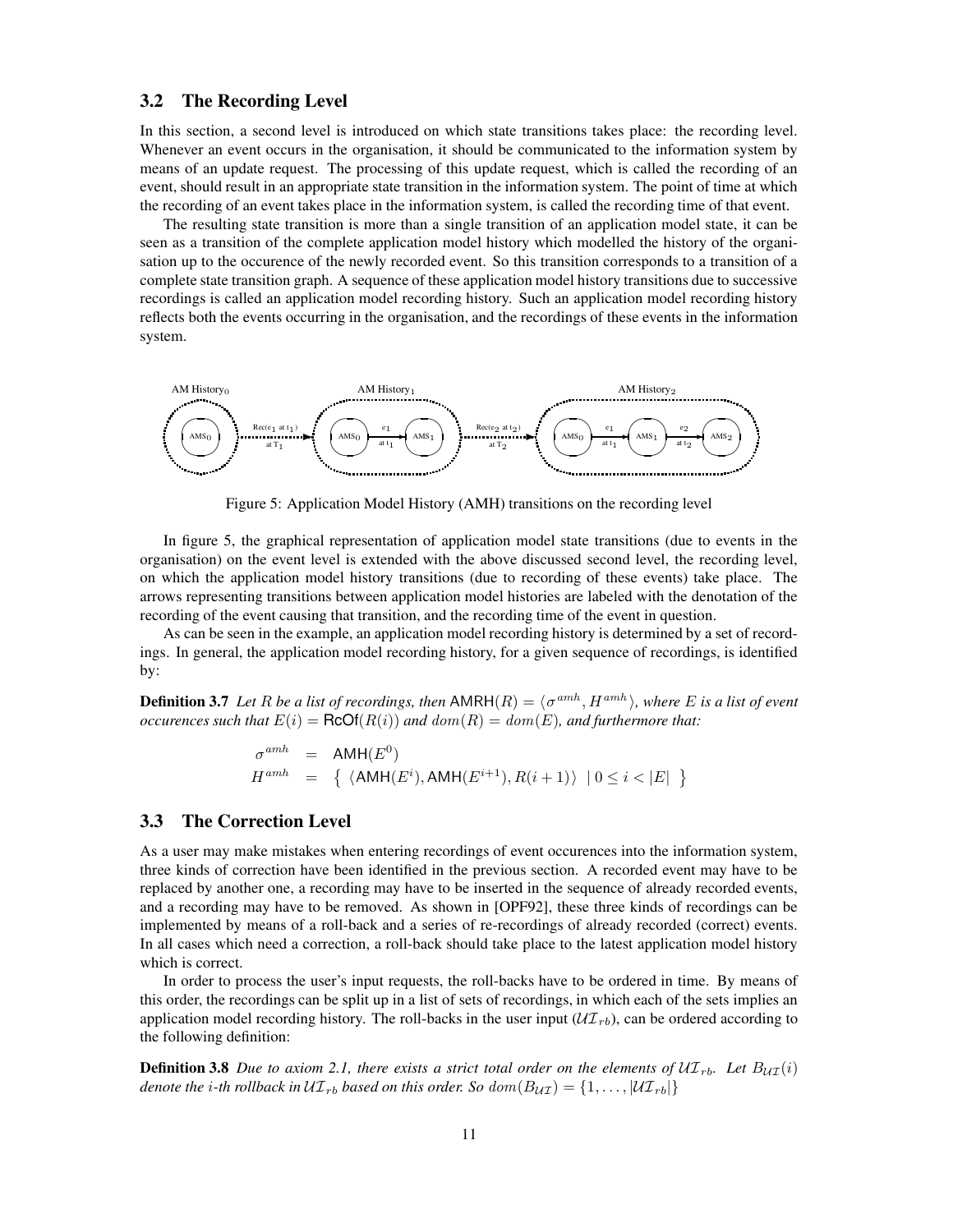### 3.2 The Recording Level

In this section, a second level is introduced on which state transitions takes place: the recording level. Whenever an event occurs in the organisation, it should be communicated to the information system by means of an update request. The processing of this update request, which is called the recording of an event, should result in an appropriate state transition in the information system. The point of time at which the recording of an event takes place in the information system, is called the recording time of that event.

The resulting state transition is more than a single transition of an application model state, it can be seen as a transition of the complete application model history which modelled the history of the organisation up to the occurence of the newly recorded event. So this transition corresponds to a transition of a complete state transition graph. A sequence of these application model history transitions due to successive recordings is called an application model recording history. Such an application model recording history reflects both the events occurring in the organisation, and the recordings of these events in the information system.

Figure 5: Application Model History (AMH) transitions on the recording level

In figure 5, the graphical representation of application model state transitions (due to events in the organisation) on the event level is extended with the above discussed second level, the recording level, on which the application model history transitions (due to recording of these events) take place. The arrows representing transitions between application model histories are labeled with the denotation of the recording of the event causing that transition, and the recording time of the event in question.

As can be seen in the example, an application model recording history is determined by a set of recordings. In general, the application model recording history, for a given sequence of recordings, is identified by:

**Definition 3.7** *Let $R$ be a list of recordings, then $\mathsf{AMRH}(R) = \langle \sigma^{amh}, H^{amh} \rangle$, where $E$ is a list of event occurences such that $E(i) = \mathsf{RcOf}(R(i))$ and $dom(R) = dom(E)$, and furthermore that:*

$$
\begin{aligned}
\sigma^{amh} &= \mathsf{AMH}(E^0) \\
H^{amh} &= \left\{ \langle \mathsf{AMH}(E^i), \mathsf{AMH}(E^{i+1}), R(i+1) \rangle \;\mid 0 \leq i < |E| \;\right\}
\end{aligned}
$$

### 3.3 The Correction Level

As a user may make mistakes when entering recordings of event occurences into the information system, three kinds of correction have been identified in the previous section. A recorded event may have to be replaced by another one, a recording may have to be inserted in the sequence of already recorded events, and a recording may have to be removed. As shown in [OPF92], these three kinds of recordings can be implemented by means of a roll-back and a series of re-recordings of already recorded (correct) events. In all cases which need a correction, a roll-back should take place to the latest application model history which is correct.

In order to process the user's input requests, the roll-backs have to be ordered in time. By means of this order, the recordings can be split up in a list of sets of recordings, in which each of the sets implies an application model recording history. The roll-backs in the user input ($\mathcal{UI}_{rb}$), can be ordered according to the following definition:

**Definition 3.8** *Due to axiom 2.1, there exists a strict total order on the elements of $\mathcal{UI}_{rb}$. Let $B_{\mathcal{UI}}(i)$ denote the $i$-th rollback in $\mathcal{UI}_{rb}$ based on this order. So $dom(B_{\mathcal{UI}}) = \{1, \ldots, |\mathcal{UI}_{rb}|\}$*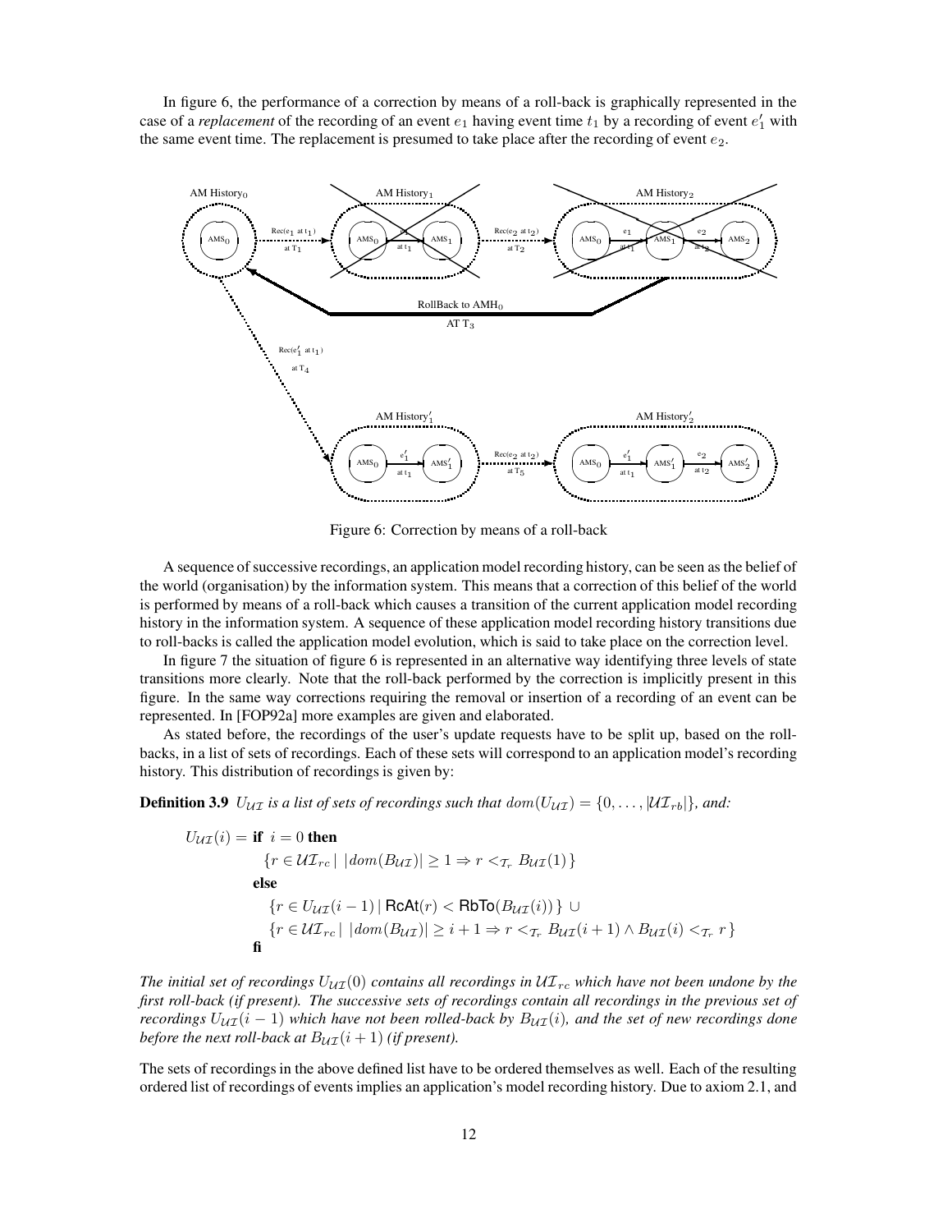In figure 6, the performance of a correction by means of a roll-back is graphically represented in the case of a *replacement* of the recording of an event $e_1$ having event time $t_1$ by a recording of event $e'_1$ with the same event time. The replacement is presumed to take place after the recording of event $e_2$.

Figure 6: Correction by means of a roll-back

A sequence of successive recordings, an application model recording history, can be seen as the belief of the world (organisation) by the information system. This means that a correction of this belief of the world is performed by means of a roll-back which causes a transition of the current application model recording history in the information system. A sequence of these application model recording history transitions due to roll-backs is called the application model evolution, which is said to take place on the correction level.

In figure 7 the situation of figure 6 is represented in an alternative way identifying three levels of state transitions more clearly. Note that the roll-back performed by the correction is implicitly present in this figure. In the same way corrections requiring the removal or insertion of a recording of an event can be represented. In [FOP92a] more examples are given and elaborated.

As stated before, the recordings of the user's update requests have to be split up, based on the roll-backs, in a list of sets of recordings. Each of these sets will correspond to an application model's recording history. This distribution of recordings is given by:

**Definition 3.9** *$U_{\mathcal{UI}}$ is a list of sets of recordings such that $dom(U_{\mathcal{UI}}) = \{0, \ldots, |\mathcal{UI}_{rb}|\}$, and:*

$$
\begin{aligned}
U_{\mathcal{UI}}(i) = \ & \textbf{if } \ i = 0 \textbf{ then} \\
& \quad \{ r \in \mathcal{UI}_{rc} \mid \ |dom(B_{\mathcal{UI}})| \geq 1 \Rightarrow r <_{\mathcal{T}_r} B_{\mathcal{UI}}(1) \} \\
& \textbf{else} \\
& \quad \{ r \in U_{\mathcal{UI}}(i-1) \mid \mathsf{RcAt}(r) < \mathsf{RbTo}(B_{\mathcal{UI}}(i)) \} \ \cup \\
& \quad \{ r \in \mathcal{UI}_{rc} \mid \ |dom(B_{\mathcal{UI}})| \geq i+1 \Rightarrow r <_{\mathcal{T}_r} B_{\mathcal{UI}}(i+1) \wedge B_{\mathcal{UI}}(i) <_{\mathcal{T}_r} r \} \\
& \textbf{fi}
\end{aligned}
$$

*The initial set of recordings $U_{\mathcal{UI}}(0)$ contains all recordings in $\mathcal{UI}_{rc}$ which have not been undone by the first roll-back (if present). The successive sets of recordings contain all recordings in the previous set of recordings $U_{\mathcal{UI}}(i-1)$ which have not been rolled-back by $B_{\mathcal{UI}}(i)$, and the set of new recordings done before the next roll-back at $B_{\mathcal{UI}}(i+1)$ (if present).*

The sets of recordings in the above defined list have to be ordered themselves as well. Each of the resulting ordered list of recordings of events implies an application's model recording history. Due to axiom 2.1, and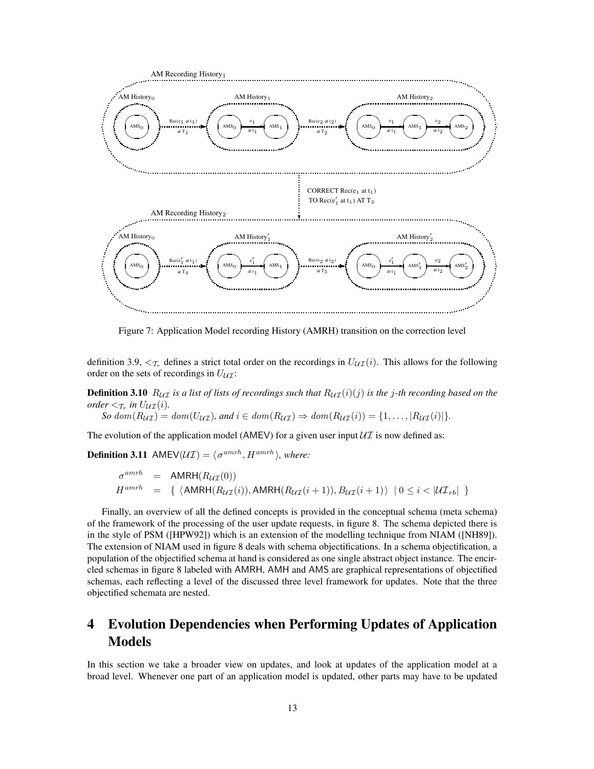Figure 7: Application Model recording History (AMRH) transition on the correction level

definition 3.9, $<_{\mathcal{T}_r}$ defines a strict total order on the recordings in $U_{\mathcal{UI}}(i)$. This allows for the following order on the sets of recordings in $U_{\mathcal{UI}}$:

**Definition 3.10** *$R_{\mathcal{UI}}$ is a list of lists of recordings such that $R_{\mathcal{UI}}(i)(j)$ is the $j$-th recording based on the order $<_{\mathcal{T}_r}$ in $U_{\mathcal{UI}}(i)$.*

*So $dom(R_{\mathcal{UI}}) = dom(U_{\mathcal{UI}})$, and $i \in dom(R_{\mathcal{UI}}) \Rightarrow dom(R_{\mathcal{UI}}(i)) = \{1, \ldots, |R_{\mathcal{UI}}(i)|\}$.*

The evolution of the application model (AMEV) for a given user input $\mathcal{UI}$ is now defined as:

**Definition 3.11** *$\mathsf{AMEV}(\mathcal{UI}) = \langle \sigma^{amrh}, H^{amrh} \rangle$, where:*

$$\begin{aligned}
\sigma^{amrh} &= \mathsf{AMRH}(R_{\mathcal{UI}}(0)) \\
H^{amrh} &= \{ \langle \mathsf{AMRH}(R_{\mathcal{UI}}(i)), \mathsf{AMRH}(R_{\mathcal{UI}}(i+1)), B_{\mathcal{UI}}(i+1) \rangle \mid 0 \leq i < |\mathcal{UI}_{rb}| \ \}
\end{aligned}$$

Finally, an overview of all the defined concepts is provided in the conceptual schema (meta schema) of the framework of the processing of the user update requests, in figure 8. The schema depicted there is in the style of PSM ([HPW92]) which is an extension of the modelling technique from NIAM ([NH89]). The extension of NIAM used in figure 8 deals with schema objectifications. In a schema objectification, a population of the objectified schema at hand is considered as one single abstract object instance. The encircled schemas in figure 8 labeled with AMRH, AMH and AMS are graphical representations of objectified schemas, each reflecting a level of the discussed three level framework for updates. Note that the three objectified schemata are nested.

# 4 Evolution Dependencies when Performing Updates of Application Models

In this section we take a broader view on updates, and look at updates of the application model at a broad level. Whenever one part of an application model is updated, other parts may have to be updated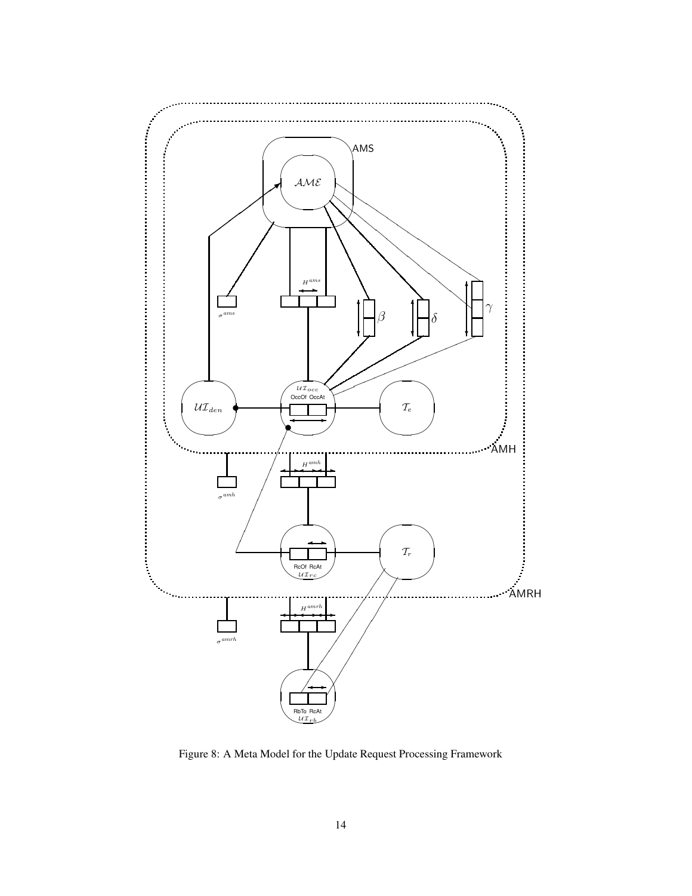Figure 8: A Meta Model for the Update Request Processing Framework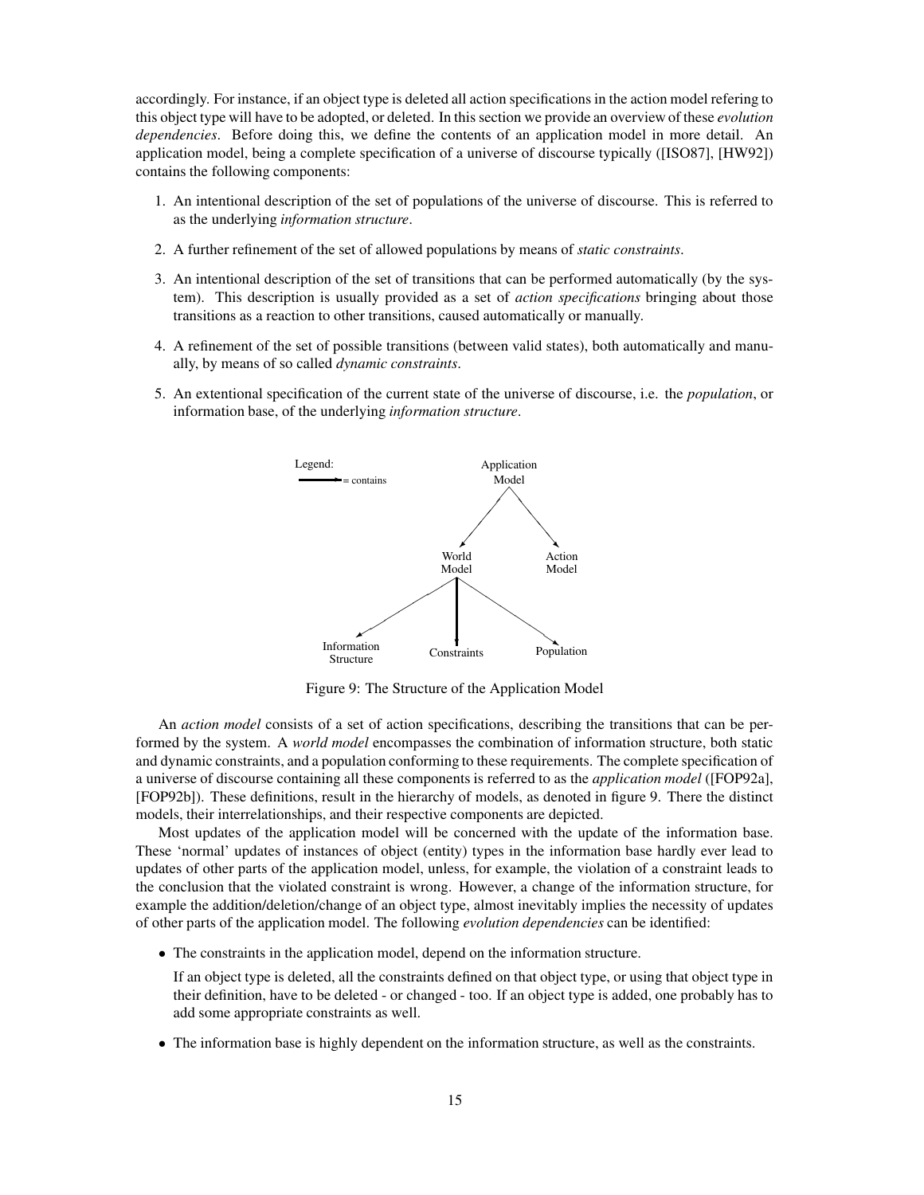accordingly. For instance, if an object type is deleted all action specifications in the action model refering to this object type will have to be adopted, or deleted. In this section we provide an overview of these *evolution dependencies*. Before doing this, we define the contents of an application model in more detail. An application model, being a complete specification of a universe of discourse typically ([ISO87], [HW92]) contains the following components:

1. An intentional description of the set of populations of the universe of discourse. This is referred to as the underlying *information structure*.
2. A further refinement of the set of allowed populations by means of *static constraints*.
3. An intentional description of the set of transitions that can be performed automatically (by the system). This description is usually provided as a set of *action specifications* bringing about those transitions as a reaction to other transitions, caused automatically or manually.
4. A refinement of the set of possible transitions (between valid states), both automatically and manually, by means of so called *dynamic constraints*.
5. An extentional specification of the current state of the universe of discourse, i.e. the *population*, or information base, of the underlying *information structure*.

Figure 9: The Structure of the Application Model

An *action model* consists of a set of action specifications, describing the transitions that can be performed by the system. A *world model* encompasses the combination of information structure, both static and dynamic constraints, and a population conforming to these requirements. The complete specification of a universe of discourse containing all these components is referred to as the *application model* ([FOP92a], [FOP92b]). These definitions, result in the hierarchy of models, as denoted in figure 9. There the distinct models, their interrelationships, and their respective components are depicted.

Most updates of the application model will be concerned with the update of the information base. These 'normal' updates of instances of object (entity) types in the information base hardly ever lead to updates of other parts of the application model, unless, for example, the violation of a constraint leads to the conclusion that the violated constraint is wrong. However, a change of the information structure, for example the addition/deletion/change of an object type, almost inevitably implies the necessity of updates of other parts of the application model. The following *evolution dependencies* can be identified:

- The constraints in the application model, depend on the information structure.

  If an object type is deleted, all the constraints defined on that object type, or using that object type in their definition, have to be deleted - or changed - too. If an object type is added, one probably has to add some appropriate constraints as well.

- The information base is highly dependent on the information structure, as well as the constraints.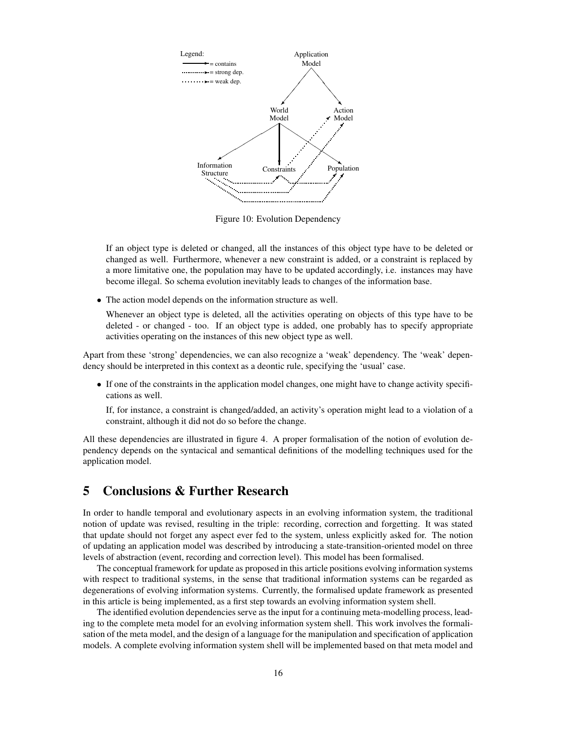Figure 10: Evolution Dependency

If an object type is deleted or changed, all the instances of this object type have to be deleted or changed as well. Furthermore, whenever a new constraint is added, or a constraint is replaced by a more limitative one, the population may have to be updated accordingly, i.e. instances may have become illegal. So schema evolution inevitably leads to changes of the information base.

- The action model depends on the information structure as well.

  Whenever an object type is deleted, all the activities operating on objects of this type have to be deleted - or changed - too. If an object type is added, one probably has to specify appropriate activities operating on the instances of this new object type as well.

Apart from these 'strong' dependencies, we can also recognize a 'weak' dependency. The 'weak' dependency should be interpreted in this context as a deontic rule, specifying the 'usual' case.

- If one of the constraints in the application model changes, one might have to change activity specifications as well.

  If, for instance, a constraint is changed/added, an activity's operation might lead to a violation of a constraint, although it did not do so before the change.

All these dependencies are illustrated in figure 4. A proper formalisation of the notion of evolution dependency depends on the syntacical and semantical definitions of the modelling techniques used for the application model.

# 5 Conclusions & Further Research

In order to handle temporal and evolutionary aspects in an evolving information system, the traditional notion of update was revised, resulting in the triple: recording, correction and forgetting. It was stated that update should not forget any aspect ever fed to the system, unless explicitly asked for. The notion of updating an application model was described by introducing a state-transition-oriented model on three levels of abstraction (event, recording and correction level). This model has been formalised.

The conceptual framework for update as proposed in this article positions evolving information systems with respect to traditional systems, in the sense that traditional information systems can be regarded as degenerations of evolving information systems. Currently, the formalised update framework as presented in this article is being implemented, as a first step towards an evolving information system shell.

The identified evolution dependencies serve as the input for a continuing meta-modelling process, leading to the complete meta model for an evolving information system shell. This work involves the formalisation of the meta model, and the design of a language for the manipulation and specification of application models. A complete evolving information system shell will be implemented based on that meta model and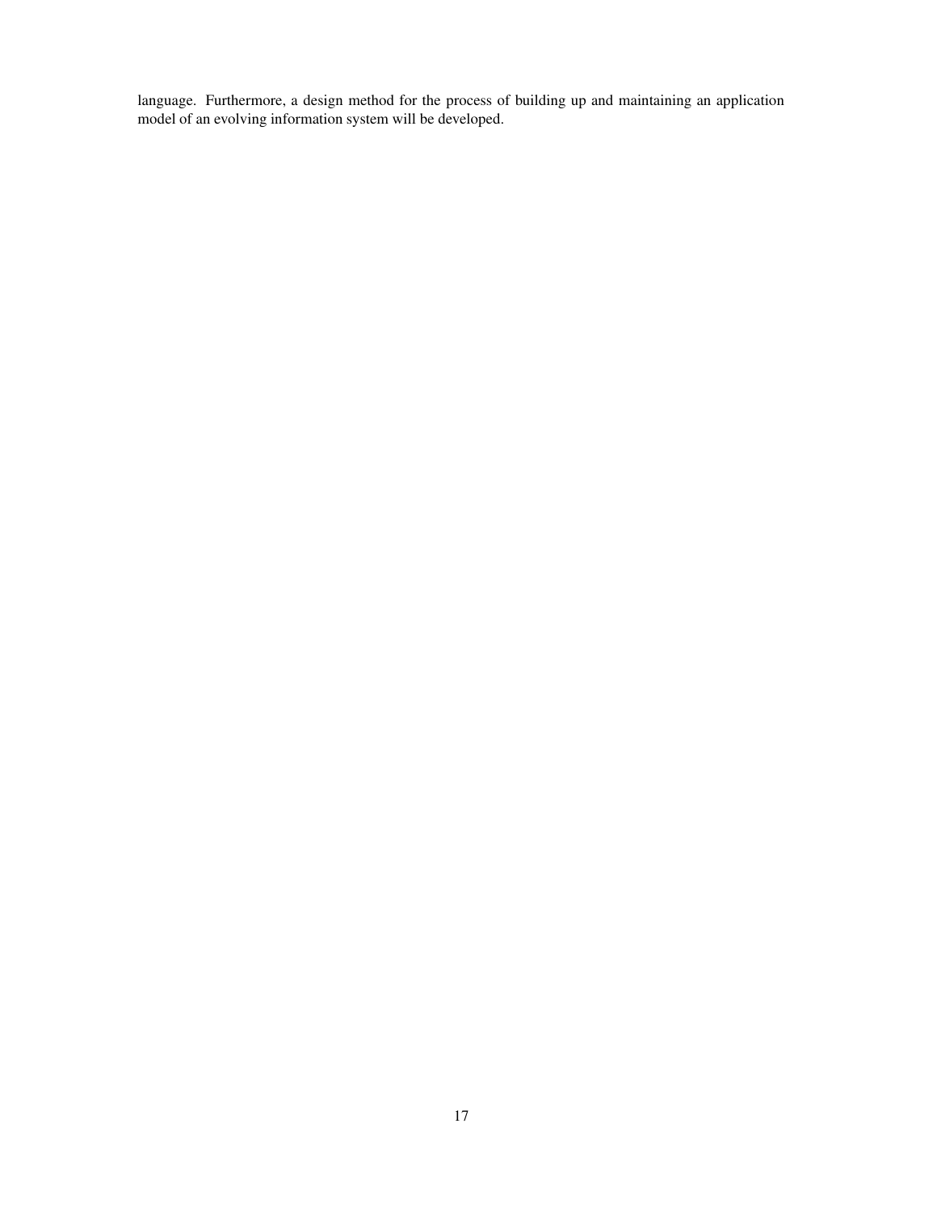language. Furthermore, a design method for the process of building up and maintaining an application model of an evolving information system will be developed.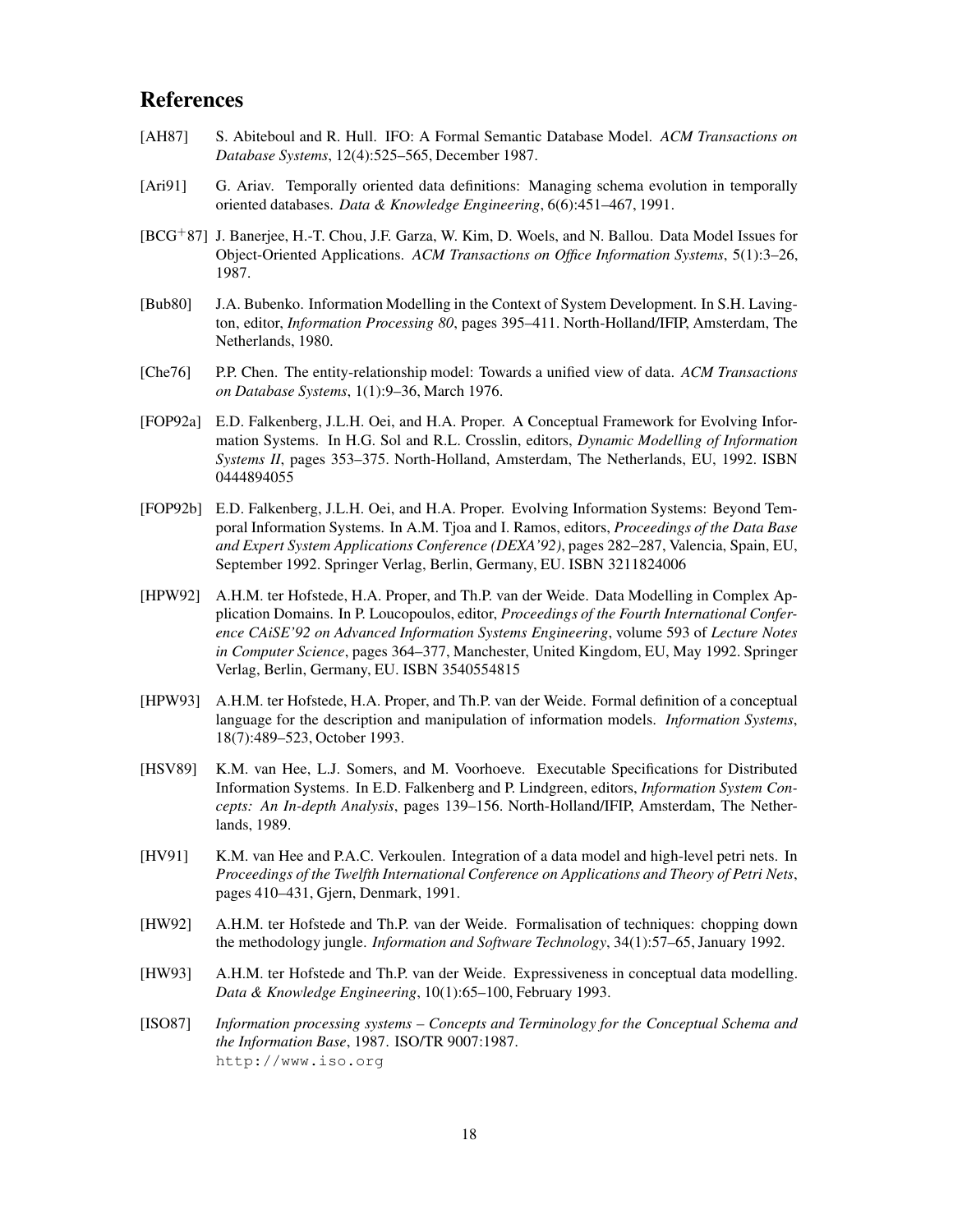## References

[AH87] S. Abiteboul and R. Hull. IFO: A Formal Semantic Database Model. *ACM Transactions on Database Systems*, 12(4):525–565, December 1987.

[Ari91] G. Ariav. Temporally oriented data definitions: Managing schema evolution in temporally oriented databases. *Data & Knowledge Engineering*, 6(6):451–467, 1991.

[BCG+87] J. Banerjee, H.-T. Chou, J.F. Garza, W. Kim, D. Woels, and N. Ballou. Data Model Issues for Object-Oriented Applications. *ACM Transactions on Office Information Systems*, 5(1):3–26, 1987.

[Bub80] J.A. Bubenko. Information Modelling in the Context of System Development. In S.H. Lavington, editor, *Information Processing 80*, pages 395–411. North-Holland/IFIP, Amsterdam, The Netherlands, 1980.

[Che76] P.P. Chen. The entity-relationship model: Towards a unified view of data. *ACM Transactions on Database Systems*, 1(1):9–36, March 1976.

[FOP92a] E.D. Falkenberg, J.L.H. Oei, and H.A. Proper. A Conceptual Framework for Evolving Information Systems. In H.G. Sol and R.L. Crosslin, editors, *Dynamic Modelling of Information Systems II*, pages 353–375. North-Holland, Amsterdam, The Netherlands, EU, 1992. ISBN 0444894055

[FOP92b] E.D. Falkenberg, J.L.H. Oei, and H.A. Proper. Evolving Information Systems: Beyond Temporal Information Systems. In A.M. Tjoa and I. Ramos, editors, *Proceedings of the Data Base and Expert System Applications Conference (DEXA'92)*, pages 282–287, Valencia, Spain, EU, September 1992. Springer Verlag, Berlin, Germany, EU. ISBN 3211824006

[HPW92] A.H.M. ter Hofstede, H.A. Proper, and Th.P. van der Weide. Data Modelling in Complex Application Domains. In P. Loucopoulos, editor, *Proceedings of the Fourth International Conference CAiSE'92 on Advanced Information Systems Engineering*, volume 593 of *Lecture Notes in Computer Science*, pages 364–377, Manchester, United Kingdom, EU, May 1992. Springer Verlag, Berlin, Germany, EU. ISBN 3540554815

[HPW93] A.H.M. ter Hofstede, H.A. Proper, and Th.P. van der Weide. Formal definition of a conceptual language for the description and manipulation of information models. *Information Systems*, 18(7):489–523, October 1993.

[HSV89] K.M. van Hee, L.J. Somers, and M. Voorhoeve. Executable Specifications for Distributed Information Systems. In E.D. Falkenberg and P. Lindgreen, editors, *Information System Concepts: An In-depth Analysis*, pages 139–156. North-Holland/IFIP, Amsterdam, The Netherlands, 1989.

[HV91] K.M. van Hee and P.A.C. Verkoulen. Integration of a data model and high-level petri nets. In *Proceedings of the Twelfth International Conference on Applications and Theory of Petri Nets*, pages 410–431, Gjern, Denmark, 1991.

[HW92] A.H.M. ter Hofstede and Th.P. van der Weide. Formalisation of techniques: chopping down the methodology jungle. *Information and Software Technology*, 34(1):57–65, January 1992.

[HW93] A.H.M. ter Hofstede and Th.P. van der Weide. Expressiveness in conceptual data modelling. *Data & Knowledge Engineering*, 10(1):65–100, February 1993.

[ISO87] *Information processing systems – Concepts and Terminology for the Conceptual Schema and the Information Base*, 1987. ISO/TR 9007:1987.
`http://www.iso.org`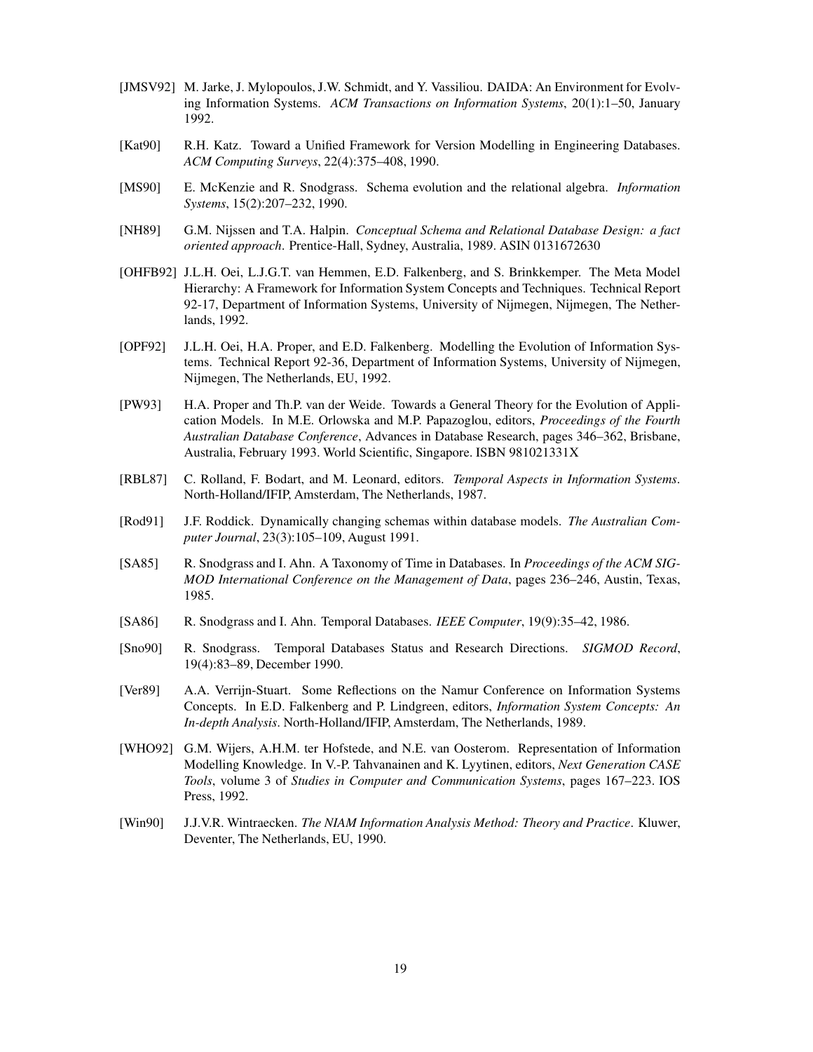[JMSV92] M. Jarke, J. Mylopoulos, J.W. Schmidt, and Y. Vassiliou. DAIDA: An Environment for Evolving Information Systems. *ACM Transactions on Information Systems*, 20(1):1–50, January 1992.

[Kat90] R.H. Katz. Toward a Unified Framework for Version Modelling in Engineering Databases. *ACM Computing Surveys*, 22(4):375–408, 1990.

[MS90] E. McKenzie and R. Snodgrass. Schema evolution and the relational algebra. *Information Systems*, 15(2):207–232, 1990.

[NH89] G.M. Nijssen and T.A. Halpin. *Conceptual Schema and Relational Database Design: a fact oriented approach*. Prentice-Hall, Sydney, Australia, 1989. ASIN 0131672630

[OHFB92] J.L.H. Oei, L.J.G.T. van Hemmen, E.D. Falkenberg, and S. Brinkkemper. The Meta Model Hierarchy: A Framework for Information System Concepts and Techniques. Technical Report 92-17, Department of Information Systems, University of Nijmegen, Nijmegen, The Netherlands, 1992.

[OPF92] J.L.H. Oei, H.A. Proper, and E.D. Falkenberg. Modelling the Evolution of Information Systems. Technical Report 92-36, Department of Information Systems, University of Nijmegen, Nijmegen, The Netherlands, EU, 1992.

[PW93] H.A. Proper and Th.P. van der Weide. Towards a General Theory for the Evolution of Application Models. In M.E. Orlowska and M.P. Papazoglou, editors, *Proceedings of the Fourth Australian Database Conference*, Advances in Database Research, pages 346–362, Brisbane, Australia, February 1993. World Scientific, Singapore. ISBN 981021331X

[RBL87] C. Rolland, F. Bodart, and M. Leonard, editors. *Temporal Aspects in Information Systems*. North-Holland/IFIP, Amsterdam, The Netherlands, 1987.

[Rod91] J.F. Roddick. Dynamically changing schemas within database models. *The Australian Computer Journal*, 23(3):105–109, August 1991.

[SA85] R. Snodgrass and I. Ahn. A Taxonomy of Time in Databases. In *Proceedings of the ACM SIGMOD International Conference on the Management of Data*, pages 236–246, Austin, Texas, 1985.

[SA86] R. Snodgrass and I. Ahn. Temporal Databases. *IEEE Computer*, 19(9):35–42, 1986.

[Sno90] R. Snodgrass. Temporal Databases Status and Research Directions. *SIGMOD Record*, 19(4):83–89, December 1990.

[Ver89] A.A. Verrijn-Stuart. Some Reflections on the Namur Conference on Information Systems Concepts. In E.D. Falkenberg and P. Lindgreen, editors, *Information System Concepts: An In-depth Analysis*. North-Holland/IFIP, Amsterdam, The Netherlands, 1989.

[WHO92] G.M. Wijers, A.H.M. ter Hofstede, and N.E. van Oosterom. Representation of Information Modelling Knowledge. In V.-P. Tahvanainen and K. Lyytinen, editors, *Next Generation CASE Tools*, volume 3 of *Studies in Computer and Communication Systems*, pages 167–223. IOS Press, 1992.

[Win90] J.J.V.R. Wintraecken. *The NIAM Information Analysis Method: Theory and Practice*. Kluwer, Deventer, The Netherlands, EU, 1990.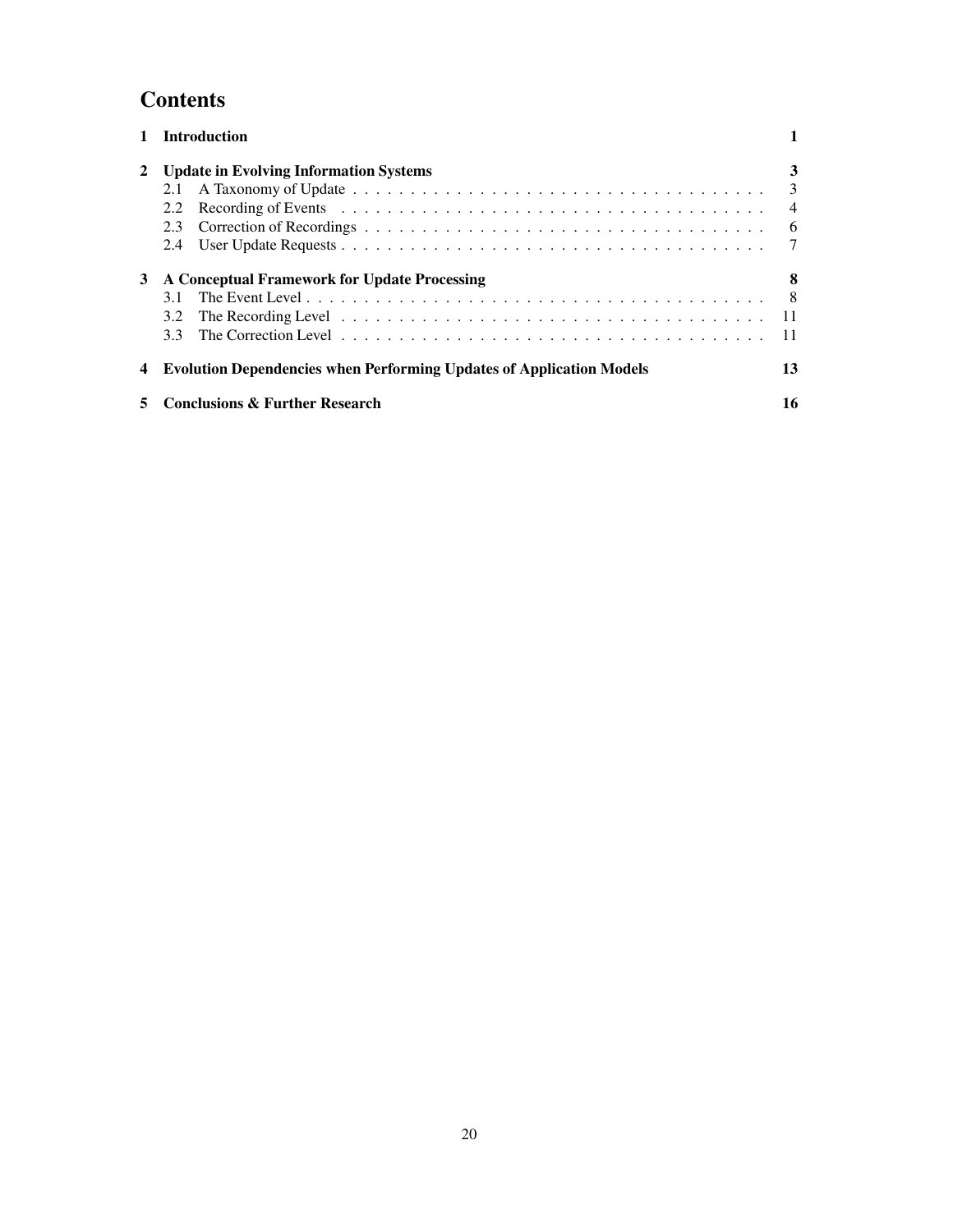# Contents

1 **Introduction** 1

2 **Update in Evolving Information Systems** 3
- 2.1 A Taxonomy of Update . . . . . . . . . . . . . . . . . . . . . . . . . . . . . . . . . . . . 3
- 2.2 Recording of Events . . . . . . . . . . . . . . . . . . . . . . . . . . . . . . . . . . . . 4
- 2.3 Correction of Recordings . . . . . . . . . . . . . . . . . . . . . . . . . . . . . . . . . . 6
- 2.4 User Update Requests . . . . . . . . . . . . . . . . . . . . . . . . . . . . . . . . . . . 7

3 **A Conceptual Framework for Update Processing** 8
- 3.1 The Event Level . . . . . . . . . . . . . . . . . . . . . . . . . . . . . . . . . . . . . . 8
- 3.2 The Recording Level . . . . . . . . . . . . . . . . . . . . . . . . . . . . . . . . . . . . 11
- 3.3 The Correction Level . . . . . . . . . . . . . . . . . . . . . . . . . . . . . . . . . . . . 11

4 **Evolution Dependencies when Performing Updates of Application Models** 13

5 **Conclusions & Further Research** 16